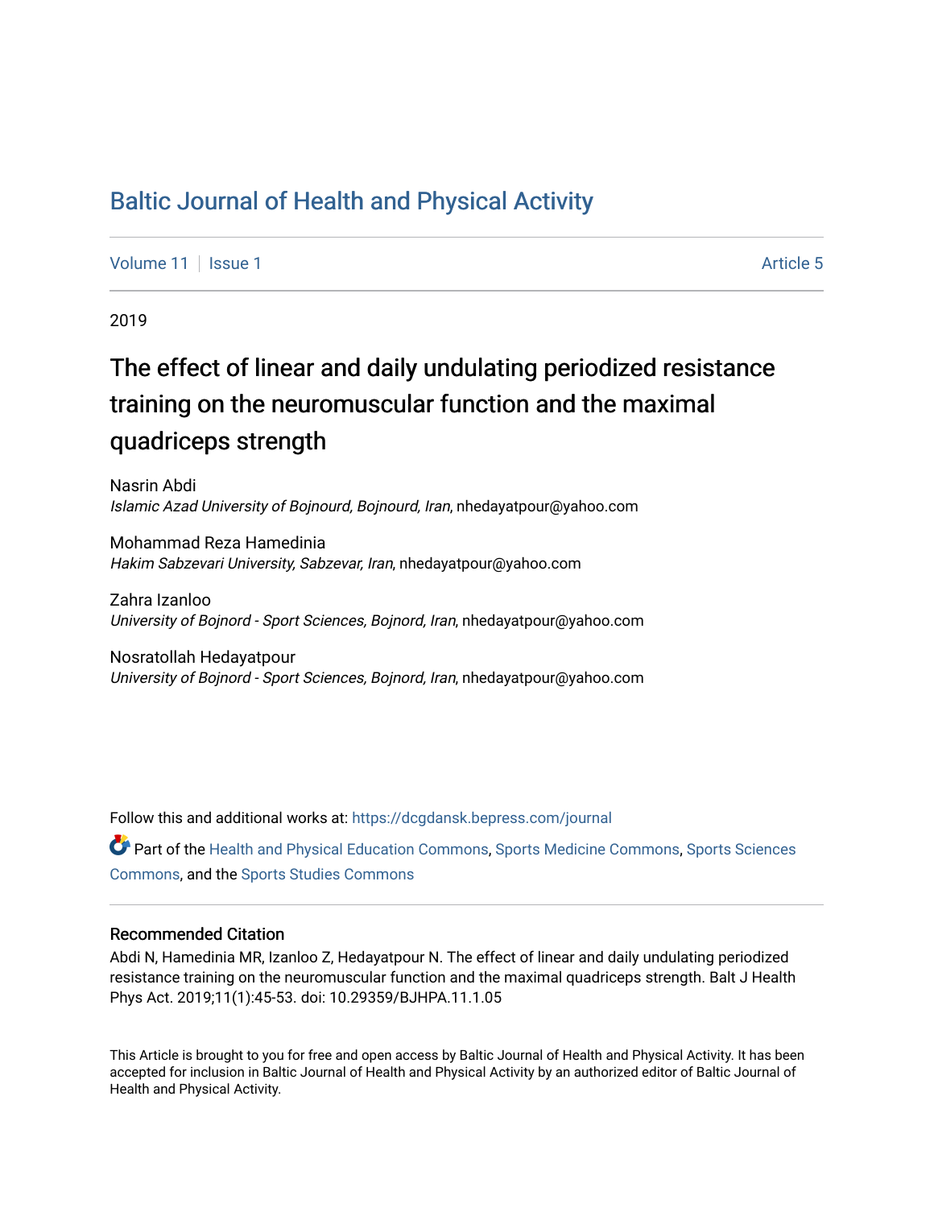# Baltic Journal of Health and Physical Activity

Volume 11 | Issue 1 Article 5

2019

## The effect of linear and daily undulating periodized resistance training on the neuromuscular function and the maximal quadriceps strength

Nasrin Abdi
*Islamic Azad University of Bojnourd, Bojnourd, Iran*, nhedayatpour@yahoo.com

Mohammad Reza Hamedinia
*Hakim Sabzevari University, Sabzevar, Iran*, nhedayatpour@yahoo.com

Zahra Izanloo
*University of Bojnord - Sport Sciences, Bojnord, Iran*, nhedayatpour@yahoo.com

Nosratollah Hedayatpour
*University of Bojnord - Sport Sciences, Bojnord, Iran*, nhedayatpour@yahoo.com

Follow this and additional works at: https://dcgdansk.bepress.com/journal

Part of the Health and Physical Education Commons, Sports Medicine Commons, Sports Sciences Commons, and the Sports Studies Commons

### Recommended Citation

Abdi N, Hamedinia MR, Izanloo Z, Hedayatpour N. The effect of linear and daily undulating periodized resistance training on the neuromuscular function and the maximal quadriceps strength. Balt J Health Phys Act. 2019;11(1):45-53. doi: 10.29359/BJHPA.11.1.05

This Article is brought to you for free and open access by Baltic Journal of Health and Physical Activity. It has been accepted for inclusion in Baltic Journal of Health and Physical Activity by an authorized editor of Baltic Journal of Health and Physical Activity.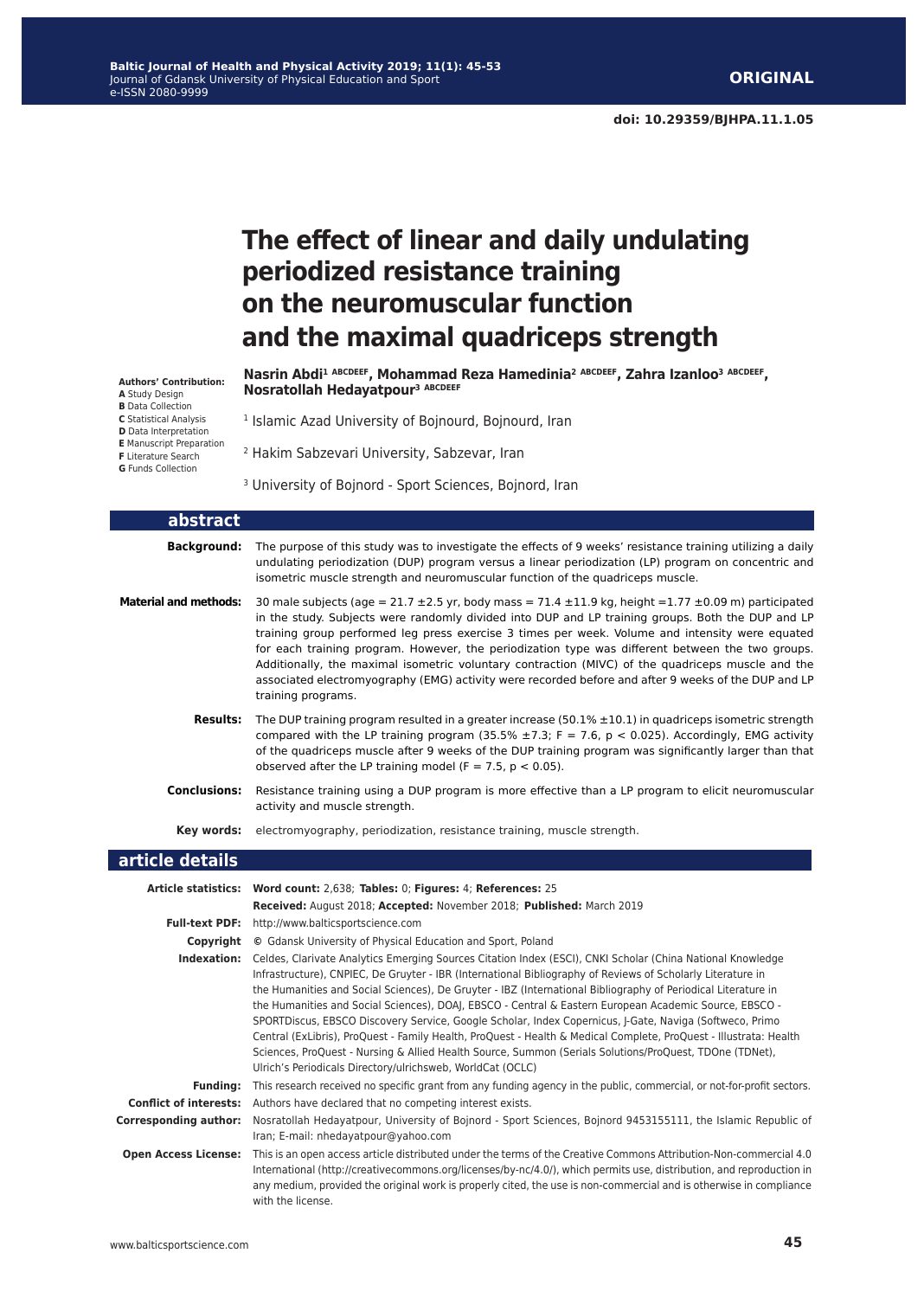ORIGINAL

doi: 10.29359/BJHPA.11.1.05

# The effect of linear and daily undulating periodized resistance training on the neuromuscular function and the maximal quadriceps strength

**Nasrin Abdi[1] ABCDEEF, Mohammad Reza Hamedinia[2] ABCDEEF, Zahra Izanloo[3] ABCDEEF, Nosratollah Hedayatpour[3] ABCDEEF**

**Authors' Contribution:**
**A** Study Design
**B** Data Collection
**C** Statistical Analysis
**D** Data Interpretation
**E** Manuscript Preparation
**F** Literature Search
**G** Funds Collection

[1] Islamic Azad University of Bojnourd, Bojnourd, Iran

[2] Hakim Sabzevari University, Sabzevar, Iran

[3] University of Bojnord - Sport Sciences, Bojnord, Iran

## abstract

**Background:** The purpose of this study was to investigate the effects of 9 weeks' resistance training utilizing a daily undulating periodization (DUP) program versus a linear periodization (LP) program on concentric and isometric muscle strength and neuromuscular function of the quadriceps muscle.

**Material and methods:** 30 male subjects (age = 21.7 ±2.5 yr, body mass = 71.4 ±11.9 kg, height =1.77 ±0.09 m) participated in the study. Subjects were randomly divided into DUP and LP training groups. Both the DUP and LP training group performed leg press exercise 3 times per week. Volume and intensity were equated for each training program. However, the periodization type was different between the two groups. Additionally, the maximal isometric voluntary contraction (MIVC) of the quadriceps muscle and the associated electromyography (EMG) activity were recorded before and after 9 weeks of the DUP and LP training programs.

**Results:** The DUP training program resulted in a greater increase (50.1% ±10.1) in quadriceps isometric strength compared with the LP training program (35.5% ±7.3; $F = 7.6$, $p < 0.025$). Accordingly, EMG activity of the quadriceps muscle after 9 weeks of the DUP training program was significantly larger than that observed after the LP training model ($F = 7.5$, $p < 0.05$).

**Conclusions:** Resistance training using a DUP program is more effective than a LP program to elicit neuromuscular activity and muscle strength.

**Key words:** electromyography, periodization, resistance training, muscle strength.

## article details

**Article statistics:** **Word count:** 2,638; **Tables:** 0; **Figures:** 4; **References:** 25
**Received:** August 2018; **Accepted:** November 2018; **Published:** March 2019

**Full-text PDF:** http://www.balticsportscience.com

**Copyright** © Gdansk University of Physical Education and Sport, Poland

**Indexation:** Celdes, Clarivate Analytics Emerging Sources Citation Index (ESCI), CNKI Scholar (China National Knowledge Infrastructure), CNPIEC, De Gruyter - IBR (International Bibliography of Reviews of Scholarly Literature in the Humanities and Social Sciences), De Gruyter - IBZ (International Bibliography of Periodical Literature in the Humanities and Social Sciences), DOAJ, EBSCO - Central & Eastern European Academic Source, EBSCO - SPORTDiscus, EBSCO Discovery Service, Google Scholar, Index Copernicus, J-Gate, Naviga (Softweco, Primo Central (ExLibris), ProQuest - Family Health, ProQuest - Health & Medical Complete, ProQuest - Illustrata: Health Sciences, ProQuest - Nursing & Allied Health Source, Summon (Serials Solutions/ProQuest, TDOne (TDNet), Ulrich's Periodicals Directory/ulrichsweb, WorldCat (OCLC)

**Funding:** This research received no specific grant from any funding agency in the public, commercial, or not-for-profit sectors.

**Conflict of interests:** Authors have declared that no competing interest exists.

**Corresponding author:** Nosratollah Hedayatpour, University of Bojnord - Sport Sciences, Bojnord 9453155111, the Islamic Republic of Iran; E-mail: nhedayatpour@yahoo.com

**Open Access License:** This is an open access article distributed under the terms of the Creative Commons Attribution-Non-commercial 4.0 International (http://creativecommons.org/licenses/by-nc/4.0/), which permits use, distribution, and reproduction in any medium, provided the original work is properly cited, the use is non-commercial and is otherwise in compliance with the license.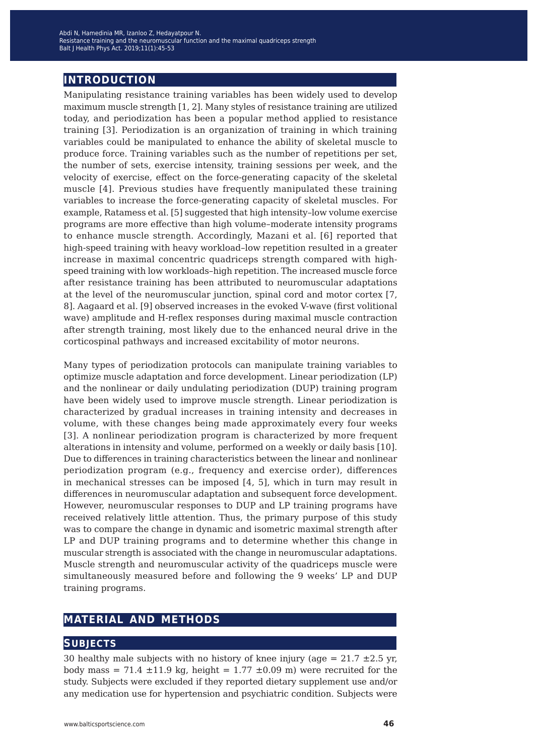## INTRODUCTION

Manipulating resistance training variables has been widely used to develop maximum muscle strength [1, 2]. Many styles of resistance training are utilized today, and periodization has been a popular method applied to resistance training [3]. Periodization is an organization of training in which training variables could be manipulated to enhance the ability of skeletal muscle to produce force. Training variables such as the number of repetitions per set, the number of sets, exercise intensity, training sessions per week, and the velocity of exercise, effect on the force-generating capacity of the skeletal muscle [4]. Previous studies have frequently manipulated these training variables to increase the force-generating capacity of skeletal muscles. For example, Ratamess et al. [5] suggested that high intensity–low volume exercise programs are more effective than high volume–moderate intensity programs to enhance muscle strength. Accordingly, Mazani et al. [6] reported that high-speed training with heavy workload–low repetition resulted in a greater increase in maximal concentric quadriceps strength compared with high-speed training with low workloads–high repetition. The increased muscle force after resistance training has been attributed to neuromuscular adaptations at the level of the neuromuscular junction, spinal cord and motor cortex [7, 8]. Aagaard et al. [9] observed increases in the evoked V-wave (first volitional wave) amplitude and H-reflex responses during maximal muscle contraction after strength training, most likely due to the enhanced neural drive in the corticospinal pathways and increased excitability of motor neurons.

Many types of periodization protocols can manipulate training variables to optimize muscle adaptation and force development. Linear periodization (LP) and the nonlinear or daily undulating periodization (DUP) training program have been widely used to improve muscle strength. Linear periodization is characterized by gradual increases in training intensity and decreases in volume, with these changes being made approximately every four weeks [3]. A nonlinear periodization program is characterized by more frequent alterations in intensity and volume, performed on a weekly or daily basis [10]. Due to differences in training characteristics between the linear and nonlinear periodization program (e.g., frequency and exercise order), differences in mechanical stresses can be imposed [4, 5], which in turn may result in differences in neuromuscular adaptation and subsequent force development. However, neuromuscular responses to DUP and LP training programs have received relatively little attention. Thus, the primary purpose of this study was to compare the change in dynamic and isometric maximal strength after LP and DUP training programs and to determine whether this change in muscular strength is associated with the change in neuromuscular adaptations. Muscle strength and neuromuscular activity of the quadriceps muscle were simultaneously measured before and following the 9 weeks' LP and DUP training programs.

## MATERIAL AND METHODS

### SUBJECTS

30 healthy male subjects with no history of knee injury (age = 21.7 ±2.5 yr, body mass = 71.4 ±11.9 kg, height = 1.77 ±0.09 m) were recruited for the study. Subjects were excluded if they reported dietary supplement use and/or any medication use for hypertension and psychiatric condition. Subjects were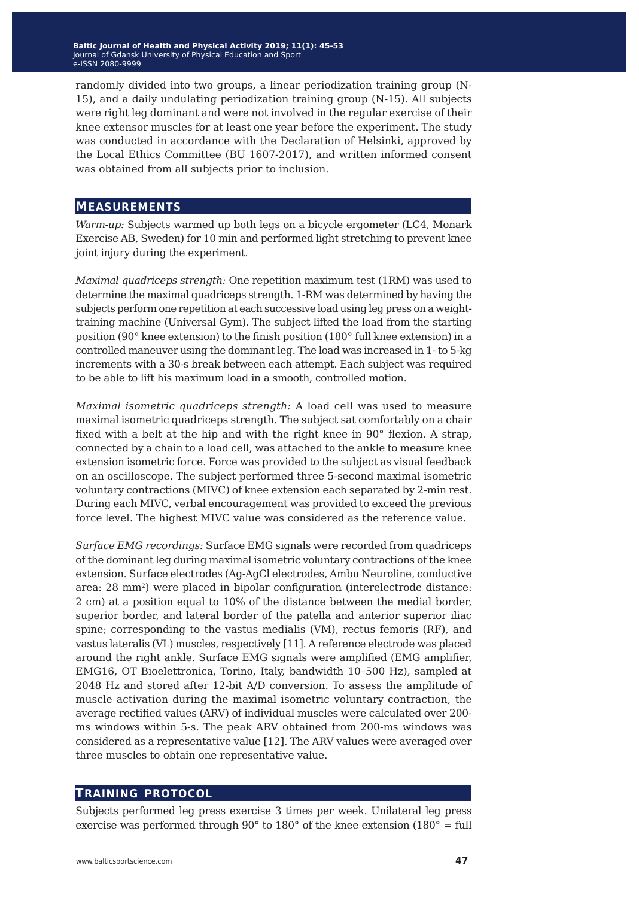randomly divided into two groups, a linear periodization training group (N-15), and a daily undulating periodization training group (N-15). All subjects were right leg dominant and were not involved in the regular exercise of their knee extensor muscles for at least one year before the experiment. The study was conducted in accordance with the Declaration of Helsinki, approved by the Local Ethics Committee (BU 1607-2017), and written informed consent was obtained from all subjects prior to inclusion.

## Measurements

*Warm-up:* Subjects warmed up both legs on a bicycle ergometer (LC4, Monark Exercise AB, Sweden) for 10 min and performed light stretching to prevent knee joint injury during the experiment.

*Maximal quadriceps strength:* One repetition maximum test (1RM) was used to determine the maximal quadriceps strength. 1-RM was determined by having the subjects perform one repetition at each successive load using leg press on a weight-training machine (Universal Gym). The subject lifted the load from the starting position (90° knee extension) to the finish position (180° full knee extension) in a controlled maneuver using the dominant leg. The load was increased in 1- to 5-kg increments with a 30-s break between each attempt. Each subject was required to be able to lift his maximum load in a smooth, controlled motion.

*Maximal isometric quadriceps strength:* A load cell was used to measure maximal isometric quadriceps strength. The subject sat comfortably on a chair fixed with a belt at the hip and with the right knee in 90° flexion. A strap, connected by a chain to a load cell, was attached to the ankle to measure knee extension isometric force. Force was provided to the subject as visual feedback on an oscilloscope. The subject performed three 5-second maximal isometric voluntary contractions (MIVC) of knee extension each separated by 2-min rest. During each MIVC, verbal encouragement was provided to exceed the previous force level. The highest MIVC value was considered as the reference value.

*Surface EMG recordings:* Surface EMG signals were recorded from quadriceps of the dominant leg during maximal isometric voluntary contractions of the knee extension. Surface electrodes (Ag-AgCl electrodes, Ambu Neuroline, conductive area: 28 $mm^2$) were placed in bipolar configuration (interelectrode distance: 2 cm) at a position equal to 10% of the distance between the medial border, superior border, and lateral border of the patella and anterior superior iliac spine; corresponding to the vastus medialis (VM), rectus femoris (RF), and vastus lateralis (VL) muscles, respectively [11]. A reference electrode was placed around the right ankle. Surface EMG signals were amplified (EMG amplifier, EMG16, OT Bioelettronica, Torino, Italy, bandwidth 10–500 Hz), sampled at 2048 Hz and stored after 12-bit A/D conversion. To assess the amplitude of muscle activation during the maximal isometric voluntary contraction, the average rectified values (ARV) of individual muscles were calculated over 200-ms windows within 5-s. The peak ARV obtained from 200-ms windows was considered as a representative value [12]. The ARV values were averaged over three muscles to obtain one representative value.

## Training protocol

Subjects performed leg press exercise 3 times per week. Unilateral leg press exercise was performed through 90° to 180° of the knee extension (180° = full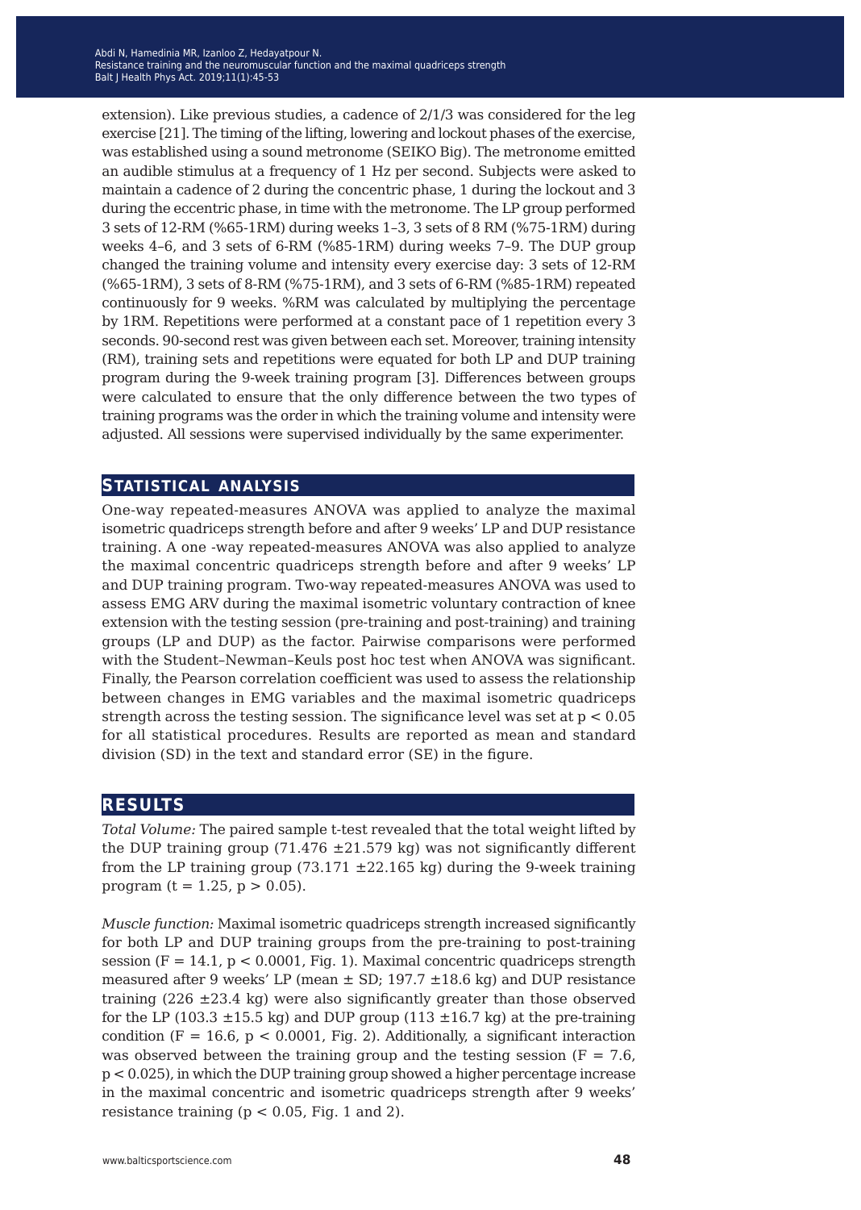extension). Like previous studies, a cadence of 2/1/3 was considered for the leg exercise [21]. The timing of the lifting, lowering and lockout phases of the exercise, was established using a sound metronome (SEIKO Big). The metronome emitted an audible stimulus at a frequency of 1 Hz per second. Subjects were asked to maintain a cadence of 2 during the concentric phase, 1 during the lockout and 3 during the eccentric phase, in time with the metronome. The LP group performed 3 sets of 12-RM (%65-1RM) during weeks 1–3, 3 sets of 8 RM (%75-1RM) during weeks 4–6, and 3 sets of 6-RM (%85-1RM) during weeks 7–9. The DUP group changed the training volume and intensity every exercise day: 3 sets of 12-RM (%65-1RM), 3 sets of 8-RM (%75-1RM), and 3 sets of 6-RM (%85-1RM) repeated continuously for 9 weeks. %RM was calculated by multiplying the percentage by 1RM. Repetitions were performed at a constant pace of 1 repetition every 3 seconds. 90-second rest was given between each set. Moreover, training intensity (RM), training sets and repetitions were equated for both LP and DUP training program during the 9-week training program [3]. Differences between groups were calculated to ensure that the only difference between the two types of training programs was the order in which the training volume and intensity were adjusted. All sessions were supervised individually by the same experimenter.

## Statistical analysis

One-way repeated-measures ANOVA was applied to analyze the maximal isometric quadriceps strength before and after 9 weeks' LP and DUP resistance training. A one -way repeated-measures ANOVA was also applied to analyze the maximal concentric quadriceps strength before and after 9 weeks' LP and DUP training program. Two-way repeated-measures ANOVA was used to assess EMG ARV during the maximal isometric voluntary contraction of knee extension with the testing session (pre-training and post-training) and training groups (LP and DUP) as the factor. Pairwise comparisons were performed with the Student–Newman–Keuls post hoc test when ANOVA was significant. Finally, the Pearson correlation coefficient was used to assess the relationship between changes in EMG variables and the maximal isometric quadriceps strength across the testing session. The significance level was set at $p < 0.05$ for all statistical procedures. Results are reported as mean and standard division (SD) in the text and standard error (SE) in the figure.

## Results

*Total Volume:* The paired sample t-test revealed that the total weight lifted by the DUP training group (71.476 ±21.579 kg) was not significantly different from the LP training group (73.171 ±22.165 kg) during the 9-week training program ($t = 1.25$, $p > 0.05$).

*Muscle function:* Maximal isometric quadriceps strength increased significantly for both LP and DUP training groups from the pre-training to post-training session ($F = 14.1$, $p < 0.0001$, Fig. 1). Maximal concentric quadriceps strength measured after 9 weeks' LP (mean ± SD; 197.7 ±18.6 kg) and DUP resistance training (226 ±23.4 kg) were also significantly greater than those observed for the LP (103.3 ±15.5 kg) and DUP group (113 ±16.7 kg) at the pre-training condition ($F = 16.6$, $p < 0.0001$, Fig. 2). Additionally, a significant interaction was observed between the training group and the testing session ($F = 7.6$, $p < 0.025$), in which the DUP training group showed a higher percentage increase in the maximal concentric and isometric quadriceps strength after 9 weeks' resistance training ($p < 0.05$, Fig. 1 and 2).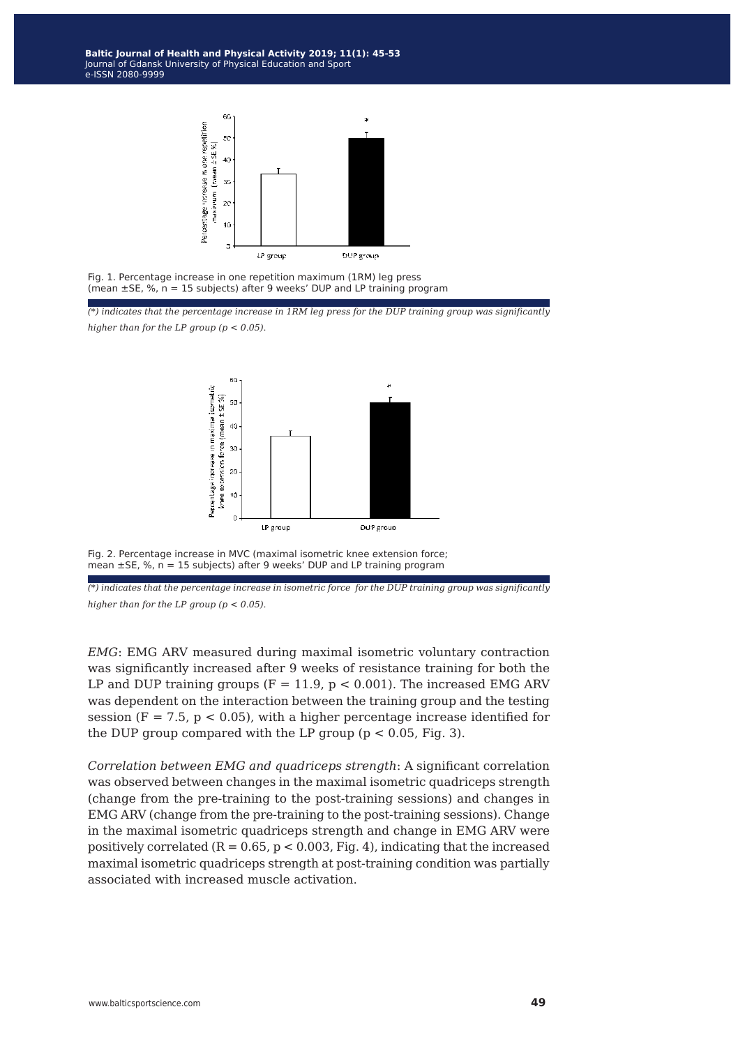Fig. 1. Percentage increase in one repetition maximum (1RM) leg press (mean ±SE, %, n = 15 subjects) after 9 weeks' DUP and LP training program

*(*) indicates that the percentage increase in 1RM leg press for the DUP training group was significantly higher than for the LP group ($p < 0.05$).*

Fig. 2. Percentage increase in MVC (maximal isometric knee extension force; mean ±SE, %, n = 15 subjects) after 9 weeks' DUP and LP training program

*(*) indicates that the percentage increase in isometric force for the DUP training group was significantly higher than for the LP group ($p < 0.05$).*

*EMG*: EMG ARV measured during maximal isometric voluntary contraction was significantly increased after 9 weeks of resistance training for both the LP and DUP training groups ($F = 11.9$, $p < 0.001$). The increased EMG ARV was dependent on the interaction between the training group and the testing session ($F = 7.5$, $p < 0.05$), with a higher percentage increase identified for the DUP group compared with the LP group ($p < 0.05$, Fig. 3).

*Correlation between EMG and quadriceps strength*: A significant correlation was observed between changes in the maximal isometric quadriceps strength (change from the pre-training to the post-training sessions) and changes in EMG ARV (change from the pre-training to the post-training sessions). Change in the maximal isometric quadriceps strength and change in EMG ARV were positively correlated ($R = 0.65$, $p < 0.003$, Fig. 4), indicating that the increased maximal isometric quadriceps strength at post-training condition was partially associated with increased muscle activation.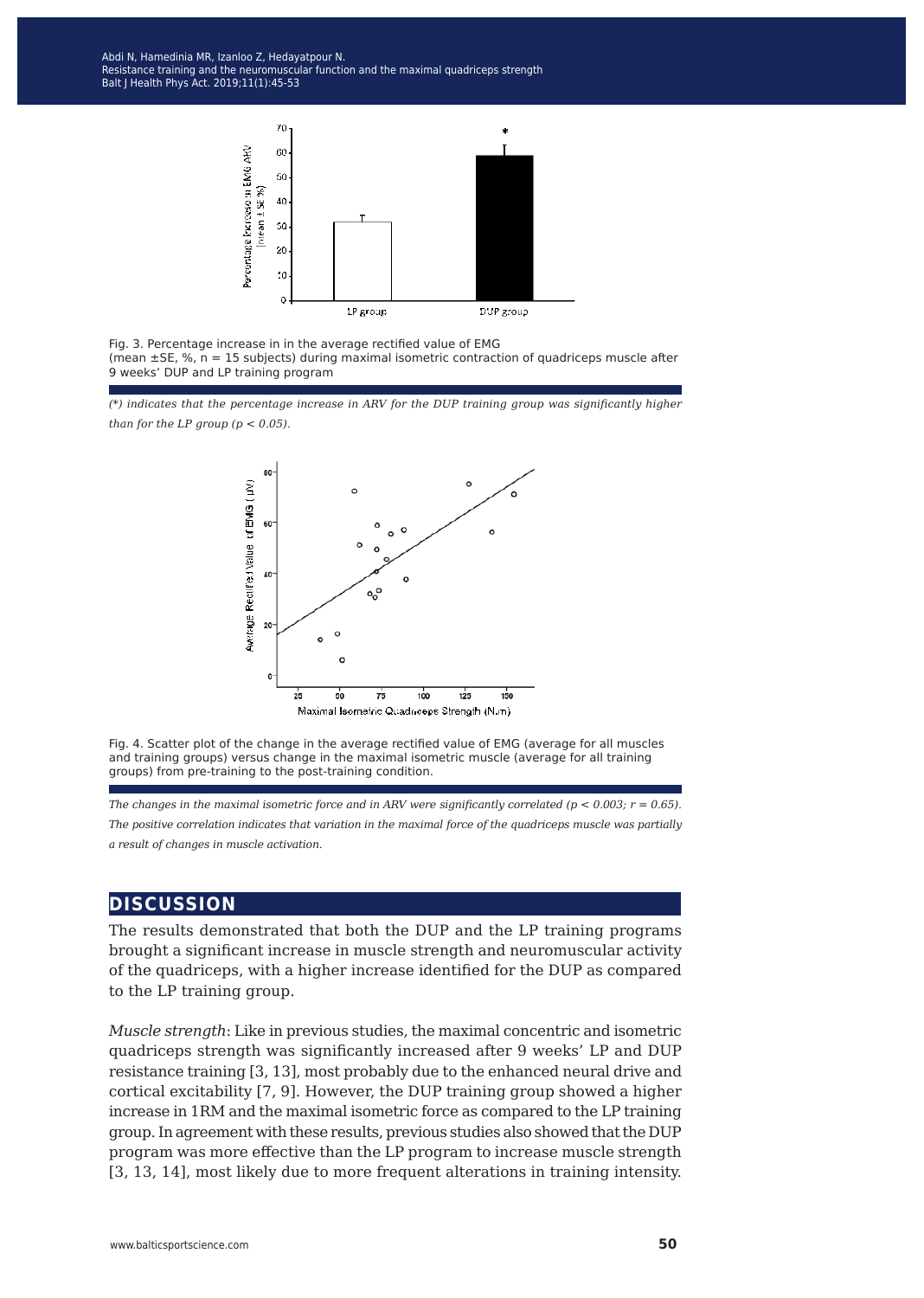Fig. 3. Percentage increase in in the average rectified value of EMG (mean ±SE, %, n = 15 subjects) during maximal isometric contraction of quadriceps muscle after 9 weeks' DUP and LP training program

*(*) indicates that the percentage increase in ARV for the DUP training group was significantly higher than for the LP group ($p < 0.05$).*

Fig. 4. Scatter plot of the change in the average rectified value of EMG (average for all muscles and training groups) versus change in the maximal isometric muscle (average for all training groups) from pre-training to the post-training condition.

*The changes in the maximal isometric force and in ARV were significantly correlated ($p < 0.003$; $r = 0.65$). The positive correlation indicates that variation in the maximal force of the quadriceps muscle was partially a result of changes in muscle activation.*

## DISCUSSION

The results demonstrated that both the DUP and the LP training programs brought a significant increase in muscle strength and neuromuscular activity of the quadriceps, with a higher increase identified for the DUP as compared to the LP training group.

*Muscle strength*: Like in previous studies, the maximal concentric and isometric quadriceps strength was significantly increased after 9 weeks' LP and DUP resistance training [3, 13], most probably due to the enhanced neural drive and cortical excitability [7, 9]. However, the DUP training group showed a higher increase in 1RM and the maximal isometric force as compared to the LP training group. In agreement with these results, previous studies also showed that the DUP program was more effective than the LP program to increase muscle strength [3, 13, 14], most likely due to more frequent alterations in training intensity.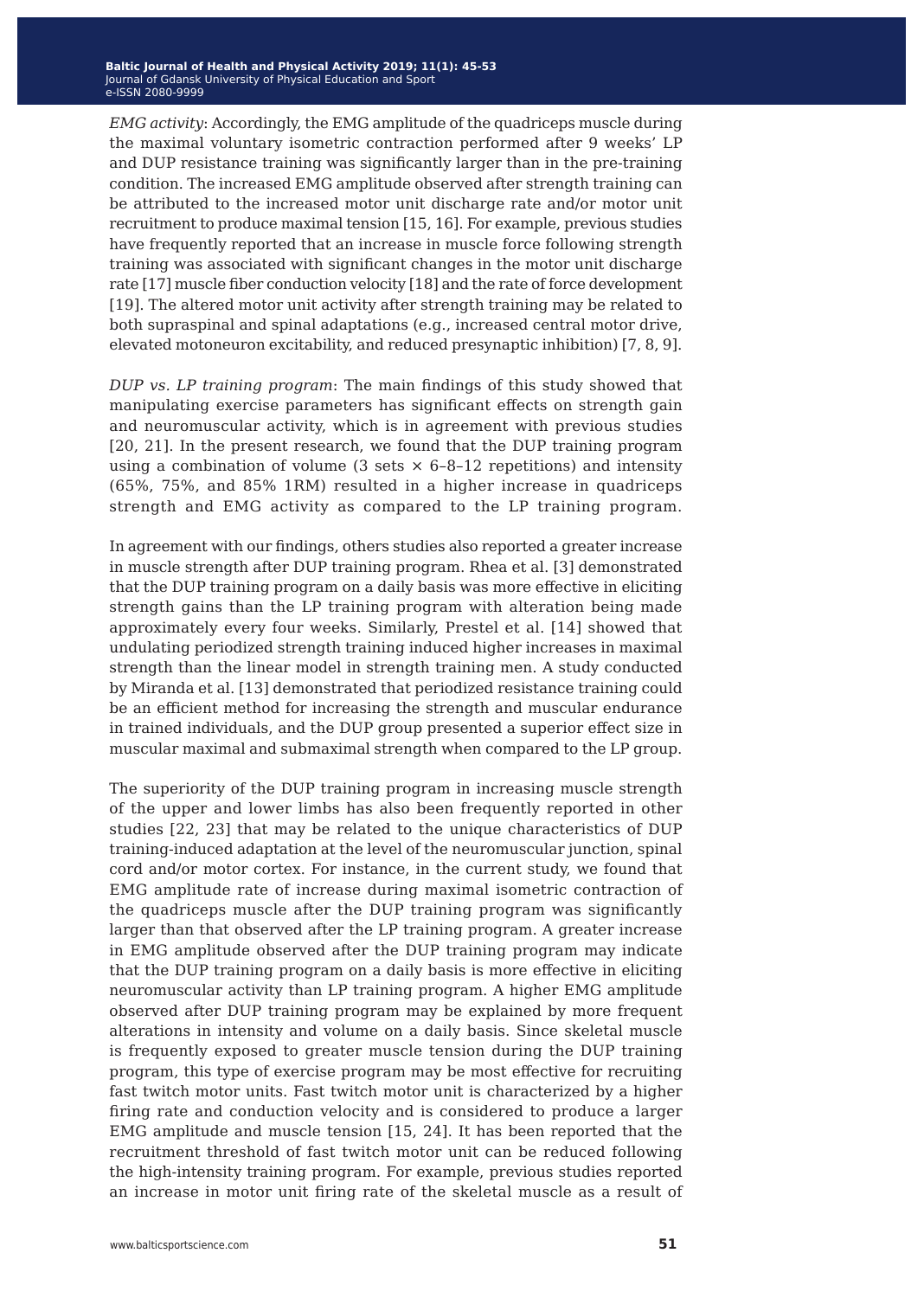*EMG activity*: Accordingly, the EMG amplitude of the quadriceps muscle during the maximal voluntary isometric contraction performed after 9 weeks' LP and DUP resistance training was significantly larger than in the pre-training condition. The increased EMG amplitude observed after strength training can be attributed to the increased motor unit discharge rate and/or motor unit recruitment to produce maximal tension [15, 16]. For example, previous studies have frequently reported that an increase in muscle force following strength training was associated with significant changes in the motor unit discharge rate [17] muscle fiber conduction velocity [18] and the rate of force development [19]. The altered motor unit activity after strength training may be related to both supraspinal and spinal adaptations (e.g., increased central motor drive, elevated motoneuron excitability, and reduced presynaptic inhibition) [7, 8, 9].

*DUP vs. LP training program*: The main findings of this study showed that manipulating exercise parameters has significant effects on strength gain and neuromuscular activity, which is in agreement with previous studies [20, 21]. In the present research, we found that the DUP training program using a combination of volume (3 sets × 6–8–12 repetitions) and intensity (65%, 75%, and 85% 1RM) resulted in a higher increase in quadriceps strength and EMG activity as compared to the LP training program.

In agreement with our findings, others studies also reported a greater increase in muscle strength after DUP training program. Rhea et al. [3] demonstrated that the DUP training program on a daily basis was more effective in eliciting strength gains than the LP training program with alteration being made approximately every four weeks. Similarly, Prestel et al. [14] showed that undulating periodized strength training induced higher increases in maximal strength than the linear model in strength training men. A study conducted by Miranda et al. [13] demonstrated that periodized resistance training could be an efficient method for increasing the strength and muscular endurance in trained individuals, and the DUP group presented a superior effect size in muscular maximal and submaximal strength when compared to the LP group.

The superiority of the DUP training program in increasing muscle strength of the upper and lower limbs has also been frequently reported in other studies [22, 23] that may be related to the unique characteristics of DUP training-induced adaptation at the level of the neuromuscular junction, spinal cord and/or motor cortex. For instance, in the current study, we found that EMG amplitude rate of increase during maximal isometric contraction of the quadriceps muscle after the DUP training program was significantly larger than that observed after the LP training program. A greater increase in EMG amplitude observed after the DUP training program may indicate that the DUP training program on a daily basis is more effective in eliciting neuromuscular activity than LP training program. A higher EMG amplitude observed after DUP training program may be explained by more frequent alterations in intensity and volume on a daily basis. Since skeletal muscle is frequently exposed to greater muscle tension during the DUP training program, this type of exercise program may be most effective for recruiting fast twitch motor units. Fast twitch motor unit is characterized by a higher firing rate and conduction velocity and is considered to produce a larger EMG amplitude and muscle tension [15, 24]. It has been reported that the recruitment threshold of fast twitch motor unit can be reduced following the high-intensity training program. For example, previous studies reported an increase in motor unit firing rate of the skeletal muscle as a result of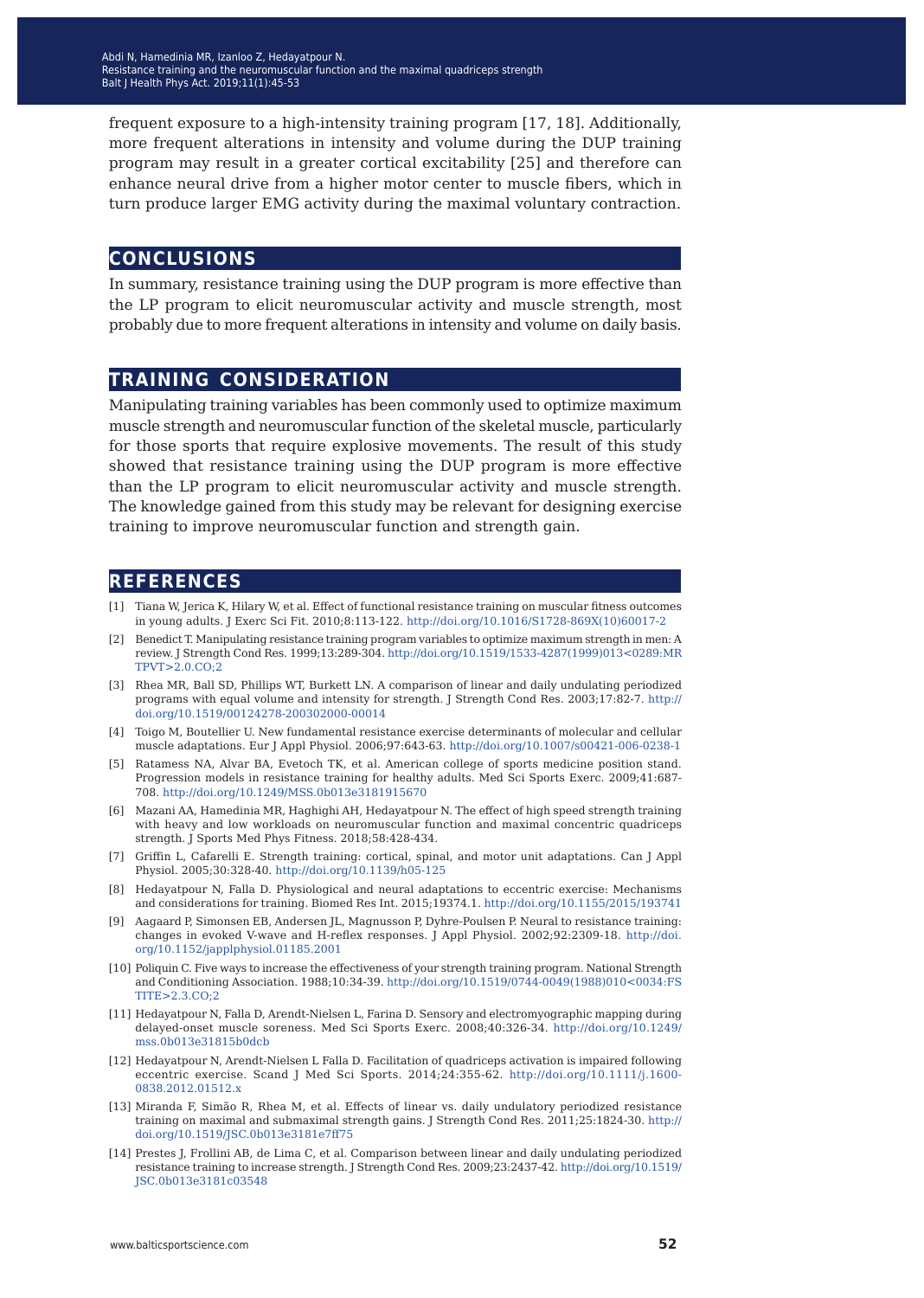frequent exposure to a high-intensity training program [17, 18]. Additionally, more frequent alterations in intensity and volume during the DUP training program may result in a greater cortical excitability [25] and therefore can enhance neural drive from a higher motor center to muscle fibers, which in turn produce larger EMG activity during the maximal voluntary contraction.

## CONCLUSIONS

In summary, resistance training using the DUP program is more effective than the LP program to elicit neuromuscular activity and muscle strength, most probably due to more frequent alterations in intensity and volume on daily basis.

## TRAINING CONSIDERATION

Manipulating training variables has been commonly used to optimize maximum muscle strength and neuromuscular function of the skeletal muscle, particularly for those sports that require explosive movements. The result of this study showed that resistance training using the DUP program is more effective than the LP program to elicit neuromuscular activity and muscle strength. The knowledge gained from this study may be relevant for designing exercise training to improve neuromuscular function and strength gain.

## REFERENCES

[1] Tiana W, Jerica K, Hilary W, et al. Effect of functional resistance training on muscular fitness outcomes in young adults. J Exerc Sci Fit. 2010;8:113-122. http://doi.org/10.1016/S1728-869X(10)60017-2

[2] Benedict T. Manipulating resistance training program variables to optimize maximum strength in men: A review. J Strength Cond Res. 1999;13:289-304. http://doi.org/10.1519/1533-4287(1999)013<0289:MRTPVT>2.0.CO;2

[3] Rhea MR, Ball SD, Phillips WT, Burkett LN. A comparison of linear and daily undulating periodized programs with equal volume and intensity for strength. J Strength Cond Res. 2003;17:82-7. http://doi.org/10.1519/00124278-200302000-00014

[4] Toigo M, Boutellier U. New fundamental resistance exercise determinants of molecular and cellular muscle adaptations. Eur J Appl Physiol. 2006;97:643-63. http://doi.org/10.1007/s00421-006-0238-1

[5] Ratamess NA, Alvar BA, Evetoch TK, et al. American college of sports medicine position stand. Progression models in resistance training for healthy adults. Med Sci Sports Exerc. 2009;41:687-708. http://doi.org/10.1249/MSS.0b013e3181915670

[6] Mazani AA, Hamedinia MR, Haghighi AH, Hedayatpour N. The effect of high speed strength training with heavy and low workloads on neuromuscular function and maximal concentric quadriceps strength. J Sports Med Phys Fitness. 2018;58:428-434.

[7] Griffin L, Cafarelli E. Strength training: cortical, spinal, and motor unit adaptations. Can J Appl Physiol. 2005;30:328-40. http://doi.org/10.1139/h05-125

[8] Hedayatpour N, Falla D. Physiological and neural adaptations to eccentric exercise: Mechanisms and considerations for training. Biomed Res Int. 2015;19374.1. http://doi.org/10.1155/2015/193741

[9] Aagaard P, Simonsen EB, Andersen JL, Magnusson P, Dyhre-Poulsen P. Neural to resistance training: changes in evoked V-wave and H-reflex responses. J Appl Physiol. 2002;92:2309-18. http://doi.org/10.1152/japplphysiol.01185.2001

[10] Poliquin C. Five ways to increase the effectiveness of your strength training program. National Strength and Conditioning Association. 1988;10:34-39. http://doi.org/10.1519/0744-0049(1988)010<0034:FSTITE>2.3.CO;2

[11] Hedayatpour N, Falla D, Arendt-Nielsen L, Farina D. Sensory and electromyographic mapping during delayed-onset muscle soreness. Med Sci Sports Exerc. 2008;40:326-34. http://doi.org/10.1249/mss.0b013e31815b0dcb

[12] Hedayatpour N, Arendt-Nielsen L Falla D. Facilitation of quadriceps activation is impaired following eccentric exercise. Scand J Med Sci Sports. 2014;24:355-62. http://doi.org/10.1111/j.1600-0838.2012.01512.x

[13] Miranda F, Simão R, Rhea M, et al. Effects of linear vs. daily undulatory periodized resistance training on maximal and submaximal strength gains. J Strength Cond Res. 2011;25:1824-30. http://doi.org/10.1519/JSC.0b013e3181e7ff75

[14] Prestes J, Frollini AB, de Lima C, et al. Comparison between linear and daily undulating periodized resistance training to increase strength. J Strength Cond Res. 2009;23:2437-42. http://doi.org/10.1519/JSC.0b013e3181c03548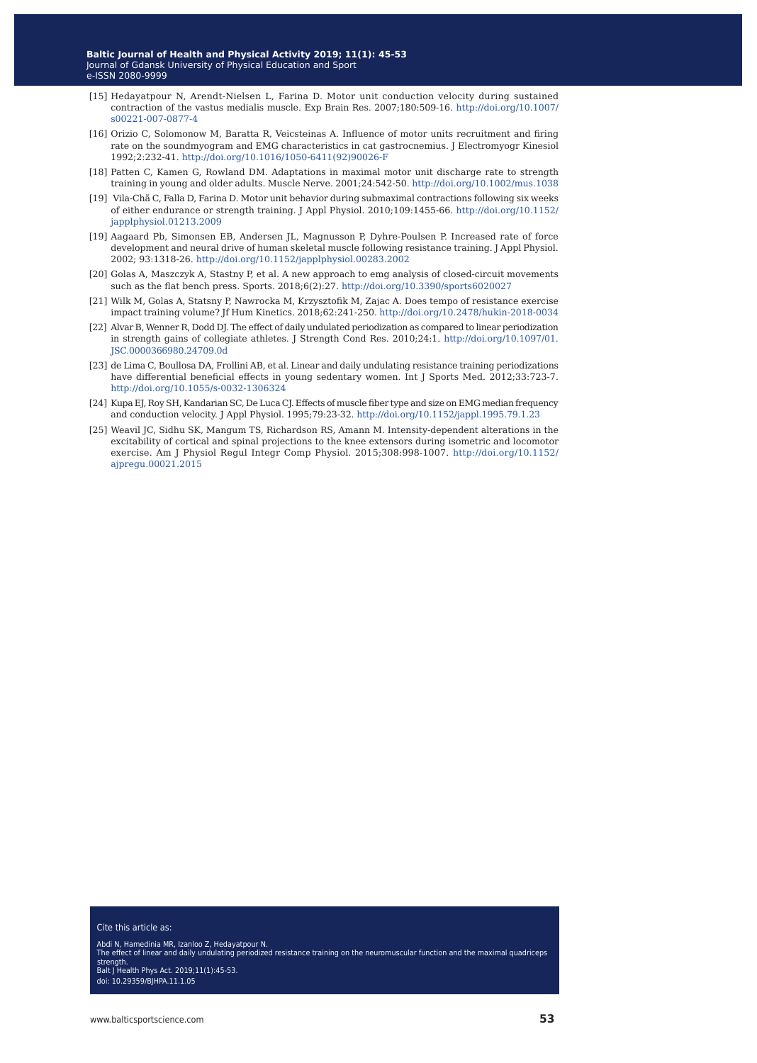[15] Hedayatpour N, Arendt-Nielsen L, Farina D. Motor unit conduction velocity during sustained contraction of the vastus medialis muscle. Exp Brain Res. 2007;180:509-16. http://doi.org/10.1007/s00221-007-0877-4

[16] Orizio C, Solomonow M, Baratta R, Veicsteinas A. Influence of motor units recruitment and firing rate on the soundmyogram and EMG characteristics in cat gastrocnemius. J Electromyogr Kinesiol 1992;2:232-41. http://doi.org/10.1016/1050-6411(92)90026-F

[18] Patten C, Kamen G, Rowland DM. Adaptations in maximal motor unit discharge rate to strength training in young and older adults. Muscle Nerve. 2001;24:542-50. http://doi.org/10.1002/mus.1038

[19] Vila-Chã C, Falla D, Farina D. Motor unit behavior during submaximal contractions following six weeks of either endurance or strength training. J Appl Physiol. 2010;109:1455-66. http://doi.org/10.1152/japplphysiol.01213.2009

[19] Aagaard Pb, Simonsen EB, Andersen JL, Magnusson P, Dyhre-Poulsen P. Increased rate of force development and neural drive of human skeletal muscle following resistance training. J Appl Physiol. 2002; 93:1318-26. http://doi.org/10.1152/japplphysiol.00283.2002

[20] Golas A, Maszczyk A, Stastny P, et al. A new approach to emg analysis of closed-circuit movements such as the flat bench press. Sports. 2018;6(2):27. http://doi.org/10.3390/sports6020027

[21] Wilk M, Golas A, Statsny P, Nawrocka M, Krzysztofik M, Zajac A. Does tempo of resistance exercise impact training volume? Jf Hum Kinetics. 2018;62:241-250. http://doi.org/10.2478/hukin-2018-0034

[22] Alvar B, Wenner R, Dodd DJ. The effect of daily undulated periodization as compared to linear periodization in strength gains of collegiate athletes. J Strength Cond Res. 2010;24:1. http://doi.org/10.1097/01.JSC.0000366980.24709.0d

[23] de Lima C, Boullosa DA, Frollini AB, et al. Linear and daily undulating resistance training periodizations have differential beneficial effects in young sedentary women. Int J Sports Med. 2012;33:723-7. http://doi.org/10.1055/s-0032-1306324

[24] Kupa EJ, Roy SH, Kandarian SC, De Luca CJ. Effects of muscle fiber type and size on EMG median frequency and conduction velocity. J Appl Physiol. 1995;79:23-32. http://doi.org/10.1152/jappl.1995.79.1.23

[25] Weavil JC, Sidhu SK, Mangum TS, Richardson RS, Amann M. Intensity-dependent alterations in the excitability of cortical and spinal projections to the knee extensors during isometric and locomotor exercise. Am J Physiol Regul Integr Comp Physiol. 2015;308:998-1007. http://doi.org/10.1152/ajpregu.00021.2015

Cite this article as:

Abdi N, Hamedinia MR, Izanloo Z, Hedayatpour N.
The effect of linear and daily undulating periodized resistance training on the neuromuscular function and the maximal quadriceps strength.
Balt J Health Phys Act. 2019;11(1):45-53.
doi: 10.29359/BJHPA.11.1.05